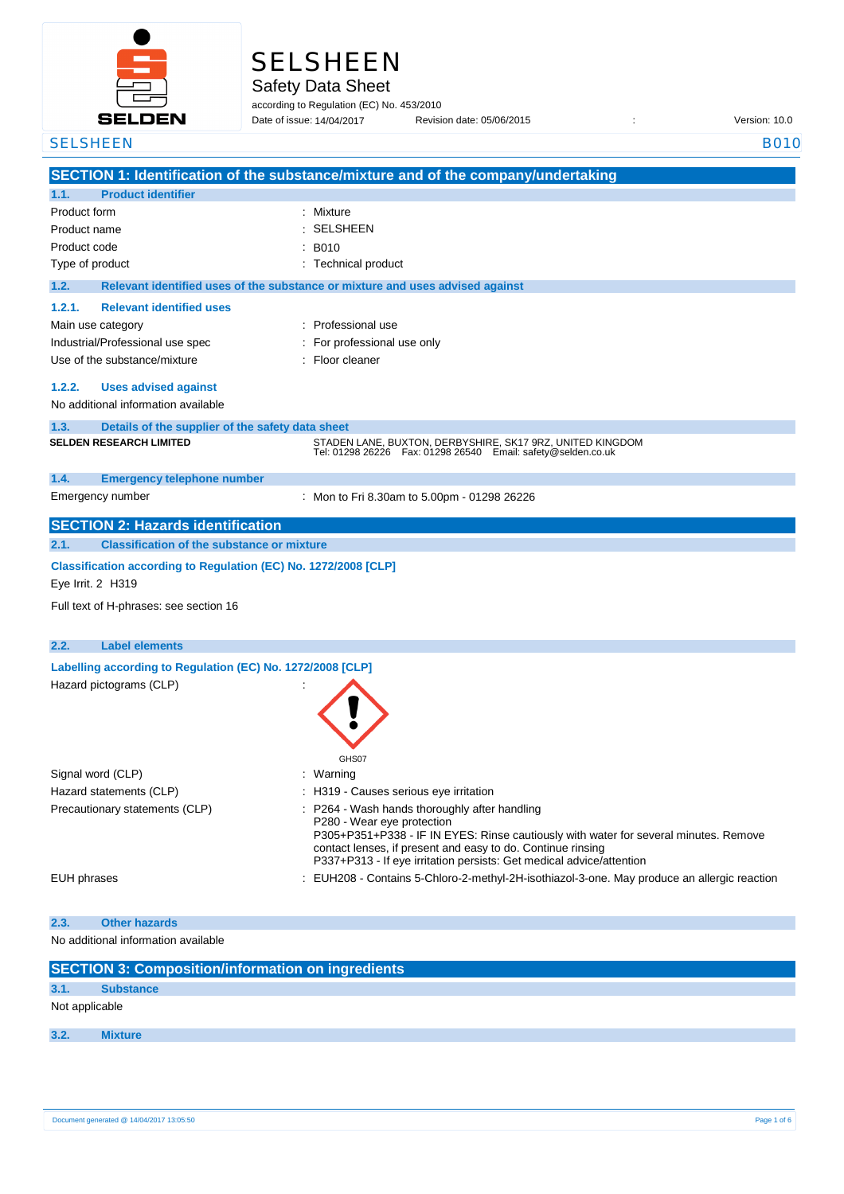# SELSHEEN

## Safety Data Sheet

according to Regulation (EC) No. 453/2010

Date of issue: 14/04/2017 Revision date: 05/06/2015 : Version: 10.0

## SECTION 1: Identification of the substance/mixture and of the company/undertaking

### 1.1. Product identifier

| | |
|---|---|
| Product form | : Mixture |
| Product name | : SELSHEEN |
| Product code | : B010 |
| Type of product | : Technical product |

### 1.2. Relevant identified uses of the substance or mixture and uses advised against

#### 1.2.1. Relevant identified uses

| | |
|---|---|
| Main use category | : Professional use |
| Industrial/Professional use spec | : For professional use only |
| Use of the substance/mixture | : Floor cleaner |

#### 1.2.2. Uses advised against

No additional information available

### 1.3. Details of the supplier of the safety data sheet

**SELDEN RESEARCH LIMITED**
STADEN LANE, BUXTON, DERBYSHIRE, SK17 9RZ, UNITED KINGDOM
Tel: 01298 26226 Fax: 01298 26540 Email: safety@selden.co.uk

### 1.4. Emergency telephone number

| | |
|---|---|
| Emergency number | : Mon to Fri 8.30am to 5.00pm - 01298 26226 |

## SECTION 2: Hazards identification

### 2.1. Classification of the substance or mixture

**Classification according to Regulation (EC) No. 1272/2008 [CLP]**

Eye Irrit. 2 H319

Full text of H-phrases: see section 16

### 2.2. Label elements

**Labelling according to Regulation (EC) No. 1272/2008 [CLP]**

Hazard pictograms (CLP) :

GHS07

| | |
|---|---|
| Signal word (CLP) | : Warning |
| Hazard statements (CLP) | : H319 - Causes serious eye irritation |
| Precautionary statements (CLP) | : P264 - Wash hands thoroughly after handling<br>P280 - Wear eye protection<br>P305+P351+P338 - IF IN EYES: Rinse cautiously with water for several minutes. Remove contact lenses, if present and easy to do. Continue rinsing<br>P337+P313 - If eye irritation persists: Get medical advice/attention |
| EUH phrases | : EUH208 - Contains 5-Chloro-2-methyl-2H-isothiazol-3-one. May produce an allergic reaction |

### 2.3. Other hazards

No additional information available

## SECTION 3: Composition/information on ingredients

### 3.1. Substance

Not applicable

### 3.2. Mixture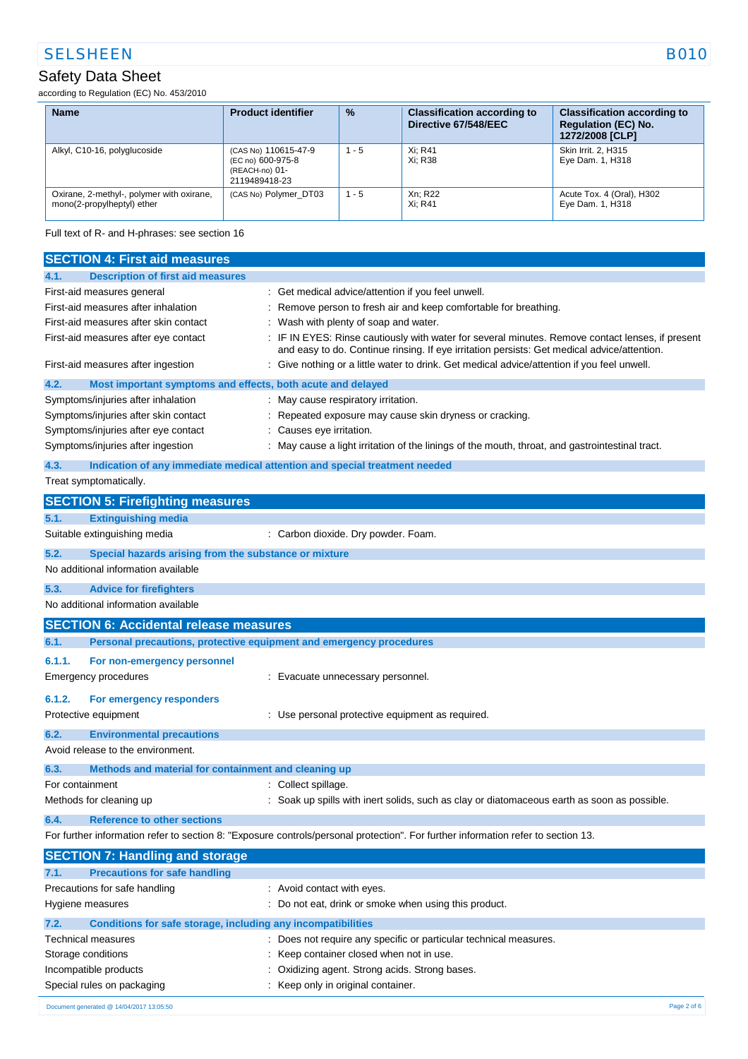| Name | Product identifier | % | Classification according to Directive 67/548/EEC | Classification according to Regulation (EC) No. 1272/2008 [CLP] |
|---|---|---|---|---|
| Alkyl, C10-16, polyglucoside | (CAS No) 110615-47-9<br>(EC no) 600-975-8<br>(REACH-no) 01-2119489418-23 | 1 - 5 | Xi; R41<br>Xi; R38 | Skin Irrit. 2, H315<br>Eye Dam. 1, H318 |
| Oxirane, 2-methyl-, polymer with oxirane, mono(2-propylheptyl) ether | (CAS No) Polymer_DT03 | 1 - 5 | Xn; R22<br>Xi; R41 | Acute Tox. 4 (Oral), H302<br>Eye Dam. 1, H318 |

Full text of R- and H-phrases: see section 16

## SECTION 4: First aid measures

### 4.1. Description of first aid measures

First-aid measures general : Get medical advice/attention if you feel unwell.

First-aid measures after inhalation : Remove person to fresh air and keep comfortable for breathing.

First-aid measures after skin contact : Wash with plenty of soap and water.

First-aid measures after eye contact : IF IN EYES: Rinse cautiously with water for several minutes. Remove contact lenses, if present and easy to do. Continue rinsing. If eye irritation persists: Get medical advice/attention.

First-aid measures after ingestion : Give nothing or a little water to drink. Get medical advice/attention if you feel unwell.

### 4.2. Most important symptoms and effects, both acute and delayed

Symptoms/injuries after inhalation : May cause respiratory irritation.

Symptoms/injuries after skin contact : Repeated exposure may cause skin dryness or cracking.

Symptoms/injuries after eye contact : Causes eye irritation.

Symptoms/injuries after ingestion : May cause a light irritation of the linings of the mouth, throat, and gastrointestinal tract.

### 4.3. Indication of any immediate medical attention and special treatment needed

Treat symptomatically.

## SECTION 5: Firefighting measures

### 5.1. Extinguishing media

Suitable extinguishing media : Carbon dioxide. Dry powder. Foam.

### 5.2. Special hazards arising from the substance or mixture

No additional information available

### 5.3. Advice for firefighters

No additional information available

## SECTION 6: Accidental release measures

### 6.1. Personal precautions, protective equipment and emergency procedures

#### 6.1.1. For non-emergency personnel

Emergency procedures : Evacuate unnecessary personnel.

#### 6.1.2. For emergency responders

Protective equipment : Use personal protective equipment as required.

### 6.2. Environmental precautions

Avoid release to the environment.

### 6.3. Methods and material for containment and cleaning up

For containment : Collect spillage.

Methods for cleaning up : Soak up spills with inert solids, such as clay or diatomaceous earth as soon as possible.

### 6.4. Reference to other sections

For further information refer to section 8: "Exposure controls/personal protection". For further information refer to section 13.

## SECTION 7: Handling and storage

### 7.1. Precautions for safe handling

Precautions for safe handling : Avoid contact with eyes.

Hygiene measures : Do not eat, drink or smoke when using this product.

### 7.2. Conditions for safe storage, including any incompatibilities

Technical measures : Does not require any specific or particular technical measures.

Storage conditions : Keep container closed when not in use.

Incompatible products : Oxidizing agent. Strong acids. Strong bases.

Special rules on packaging : Keep only in original container.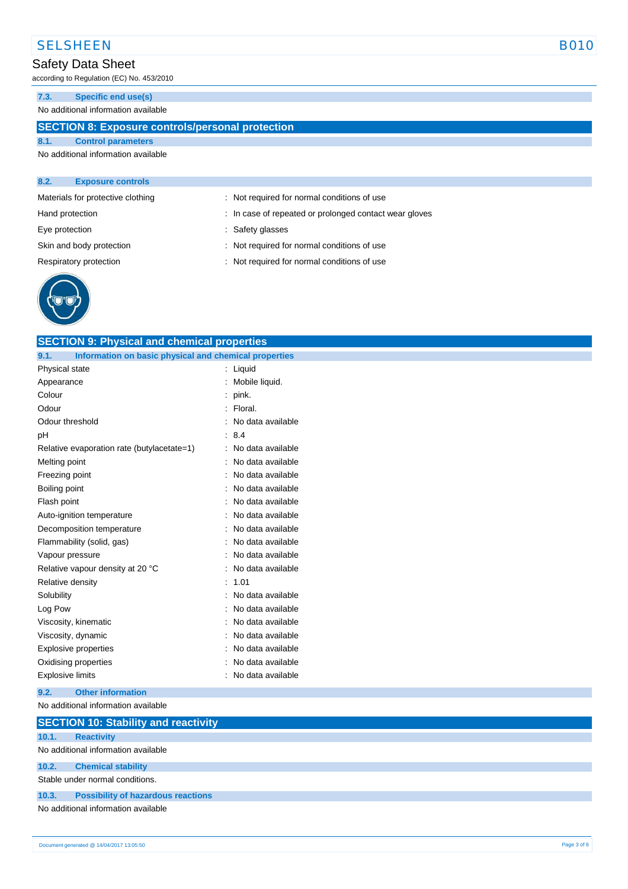### 7.3. Specific end use(s)

No additional information available

## SECTION 8: Exposure controls/personal protection

### 8.1. Control parameters

No additional information available

### 8.2. Exposure controls

| | |
|---|---|
| Materials for protective clothing | : Not required for normal conditions of use |
| Hand protection | : In case of repeated or prolonged contact wear gloves |
| Eye protection | : Safety glasses |
| Skin and body protection | : Not required for normal conditions of use |
| Respiratory protection | : Not required for normal conditions of use |

## SECTION 9: Physical and chemical properties

### 9.1. Information on basic physical and chemical properties

| | |
|---|---|
| Physical state | : Liquid |
| Appearance | : Mobile liquid. |
| Colour | : pink. |
| Odour | : Floral. |
| Odour threshold | : No data available |
| pH | : 8.4 |
| Relative evaporation rate (butylacetate=1) | : No data available |
| Melting point | : No data available |
| Freezing point | : No data available |
| Boiling point | : No data available |
| Flash point | : No data available |
| Auto-ignition temperature | : No data available |
| Decomposition temperature | : No data available |
| Flammability (solid, gas) | : No data available |
| Vapour pressure | : No data available |
| Relative vapour density at 20 °C | : No data available |
| Relative density | : 1.01 |
| Solubility | : No data available |
| Log Pow | : No data available |
| Viscosity, kinematic | : No data available |
| Viscosity, dynamic | : No data available |
| Explosive properties | : No data available |
| Oxidising properties | : No data available |
| Explosive limits | : No data available |

### 9.2. Other information

No additional information available

## SECTION 10: Stability and reactivity

### 10.1. Reactivity

No additional information available

### 10.2. Chemical stability

Stable under normal conditions.

### 10.3. Possibility of hazardous reactions

No additional information available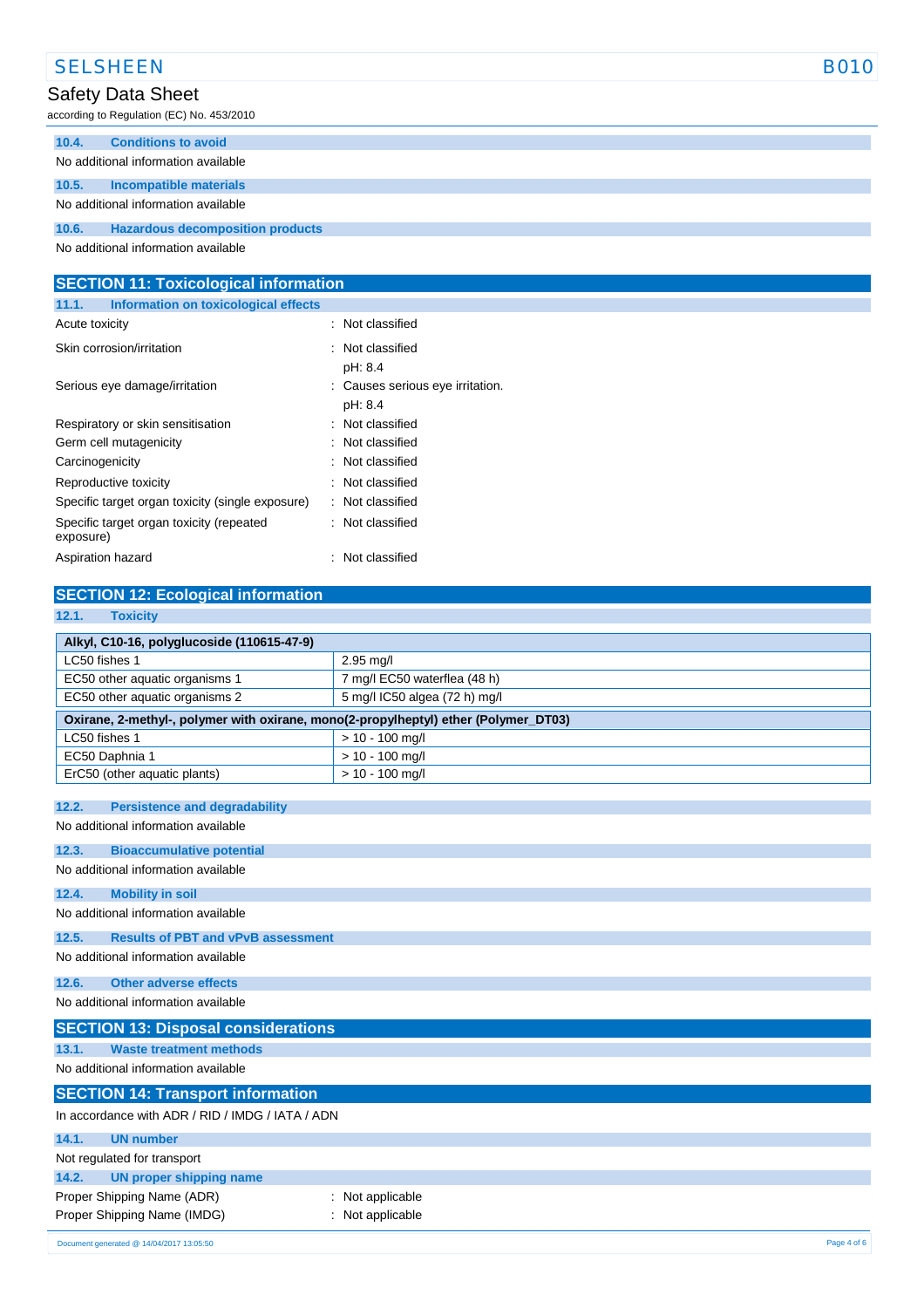### 10.4. Conditions to avoid

No additional information available

### 10.5. Incompatible materials

No additional information available

### 10.6. Hazardous decomposition products

No additional information available

## SECTION 11: Toxicological information

### 11.1. Information on toxicological effects

| | |
|---|---|
| Acute toxicity | : Not classified |
| Skin corrosion/irritation | : Not classified<br>pH: 8.4 |
| Serious eye damage/irritation | : Causes serious eye irritation.<br>pH: 8.4 |
| Respiratory or skin sensitisation | : Not classified |
| Germ cell mutagenicity | : Not classified |
| Carcinogenicity | : Not classified |
| Reproductive toxicity | : Not classified |
| Specific target organ toxicity (single exposure) | : Not classified |
| Specific target organ toxicity (repeated exposure) | : Not classified |
| Aspiration hazard | : Not classified |

## SECTION 12: Ecological information

### 12.1. Toxicity

| Alkyl, C10-16, polyglucoside (110615-47-9) | |
|---|---|
| LC50 fishes 1 | 2.95 mg/l |
| EC50 other aquatic organisms 1 | 7 mg/l EC50 waterflea (48 h) |
| EC50 other aquatic organisms 2 | 5 mg/l IC50 algea (72 h) mg/l |
| **Oxirane, 2-methyl-, polymer with oxirane, mono(2-propylheptyl) ether (Polymer_DT03)** | |
| LC50 fishes 1 | > 10 - 100 mg/l |
| EC50 Daphnia 1 | > 10 - 100 mg/l |
| ErC50 (other aquatic plants) | > 10 - 100 mg/l |

### 12.2. Persistence and degradability

No additional information available

### 12.3. Bioaccumulative potential

No additional information available

### 12.4. Mobility in soil

No additional information available

### 12.5. Results of PBT and vPvB assessment

No additional information available

### 12.6. Other adverse effects

No additional information available

## SECTION 13: Disposal considerations

### 13.1. Waste treatment methods

No additional information available

## SECTION 14: Transport information

In accordance with ADR / RID / IMDG / IATA / ADN

### 14.1. UN number

Not regulated for transport

### 14.2. UN proper shipping name

| | |
|---|---|
| Proper Shipping Name (ADR) | : Not applicable |
| Proper Shipping Name (IMDG) | : Not applicable |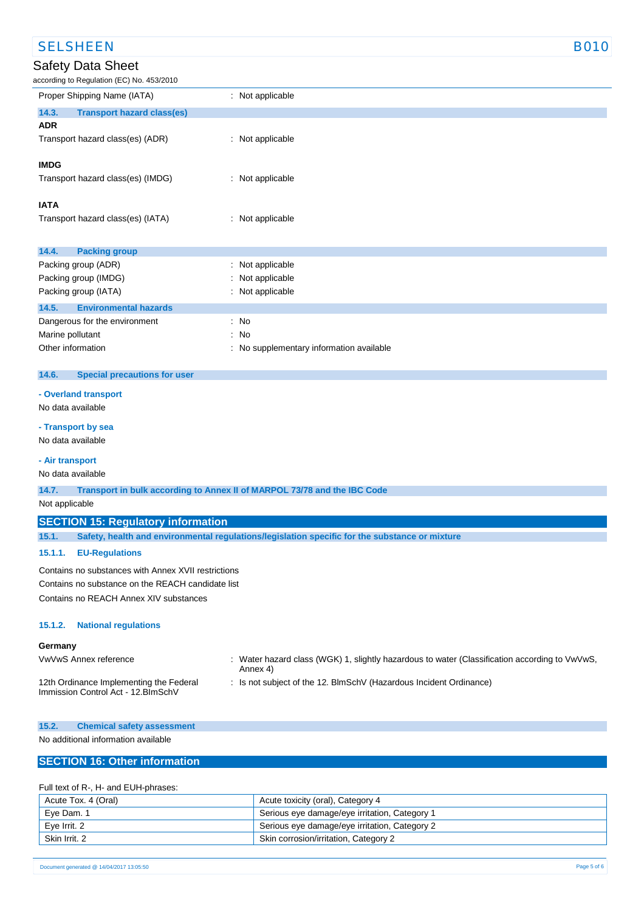| | |
|---|---|
| Proper Shipping Name (IATA) | : Not applicable |

### 14.3. Transport hazard class(es)

**ADR**

| | |
|---|---|
| Transport hazard class(es) (ADR) | : Not applicable |

**IMDG**

| | |
|---|---|
| Transport hazard class(es) (IMDG) | : Not applicable |

**IATA**

| | |
|---|---|
| Transport hazard class(es) (IATA) | : Not applicable |

### 14.4. Packing group

| | |
|---|---|
| Packing group (ADR) | : Not applicable |
| Packing group (IMDG) | : Not applicable |
| Packing group (IATA) | : Not applicable |

### 14.5. Environmental hazards

| | |
|---|---|
| Dangerous for the environment | : No |
| Marine pollutant | : No |
| Other information | : No supplementary information available |

### 14.6. Special precautions for user

**- Overland transport**

No data available

**- Transport by sea**

No data available

**- Air transport**

No data available

### 14.7. Transport in bulk according to Annex II of MARPOL 73/78 and the IBC Code

Not applicable

## SECTION 15: Regulatory information

### 15.1. Safety, health and environmental regulations/legislation specific for the substance or mixture

#### 15.1.1. EU-Regulations

Contains no substances with Annex XVII restrictions

Contains no substance on the REACH candidate list

Contains no REACH Annex XIV substances

#### 15.1.2. National regulations

**Germany**

| | |
|---|---|
| VwVwS Annex reference | : Water hazard class (WGK) 1, slightly hazardous to water (Classification according to VwVwS, Annex 4) |
| 12th Ordinance Implementing the Federal Immission Control Act - 12.BImSchV | : Is not subject of the 12. BlmSchV (Hazardous Incident Ordinance) |

### 15.2. Chemical safety assessment

No additional information available

## SECTION 16: Other information

Full text of R-, H- and EUH-phrases:

| | |
|---|---|
| Acute Tox. 4 (Oral) | Acute toxicity (oral), Category 4 |
| Eye Dam. 1 | Serious eye damage/eye irritation, Category 1 |
| Eye Irrit. 2 | Serious eye damage/eye irritation, Category 2 |
| Skin Irrit. 2 | Skin corrosion/irritation, Category 2 |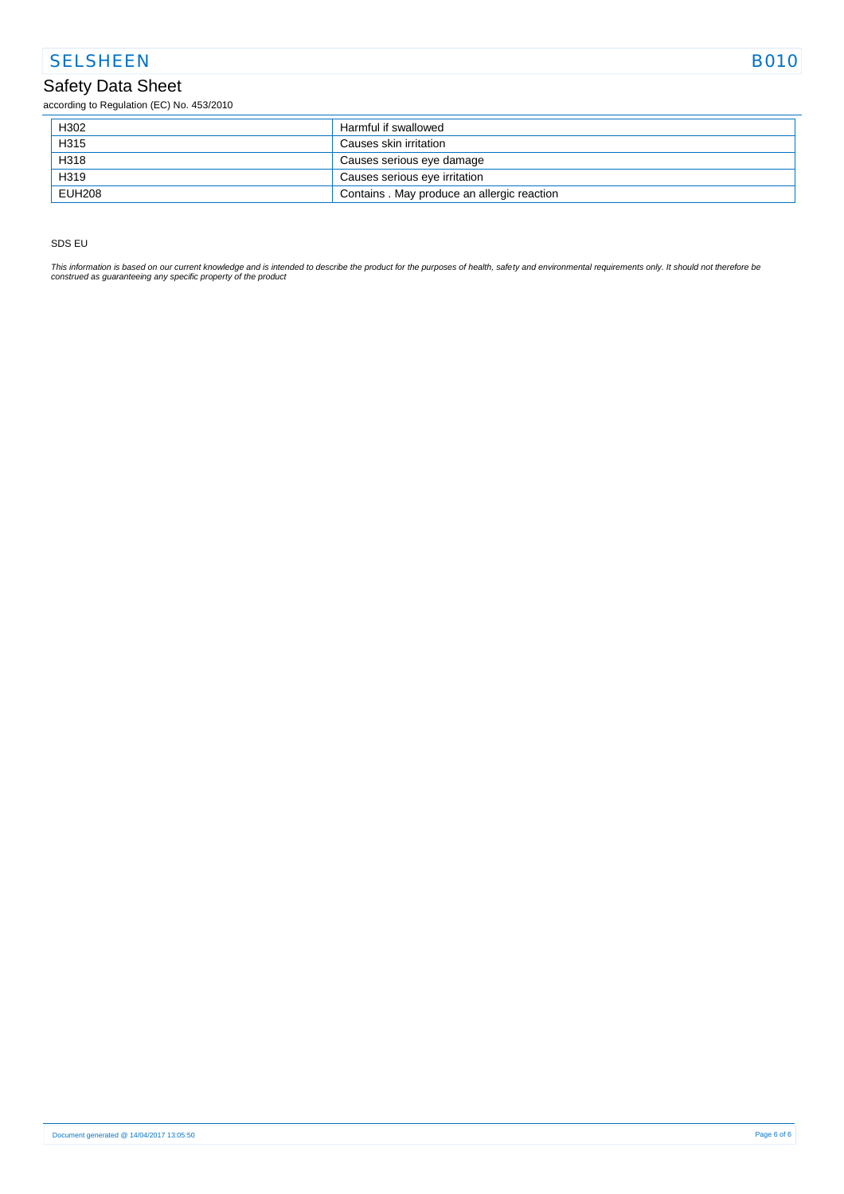| | |
|---|---|
| H302 | Harmful if swallowed |
| H315 | Causes skin irritation |
| H318 | Causes serious eye damage |
| H319 | Causes serious eye irritation |
| EUH208 | Contains . May produce an allergic reaction |

SDS EU

*This information is based on our current knowledge and is intended to describe the product for the purposes of health, safety and environmental requirements only. It should not therefore be construed as guaranteeing any specific property of the product*